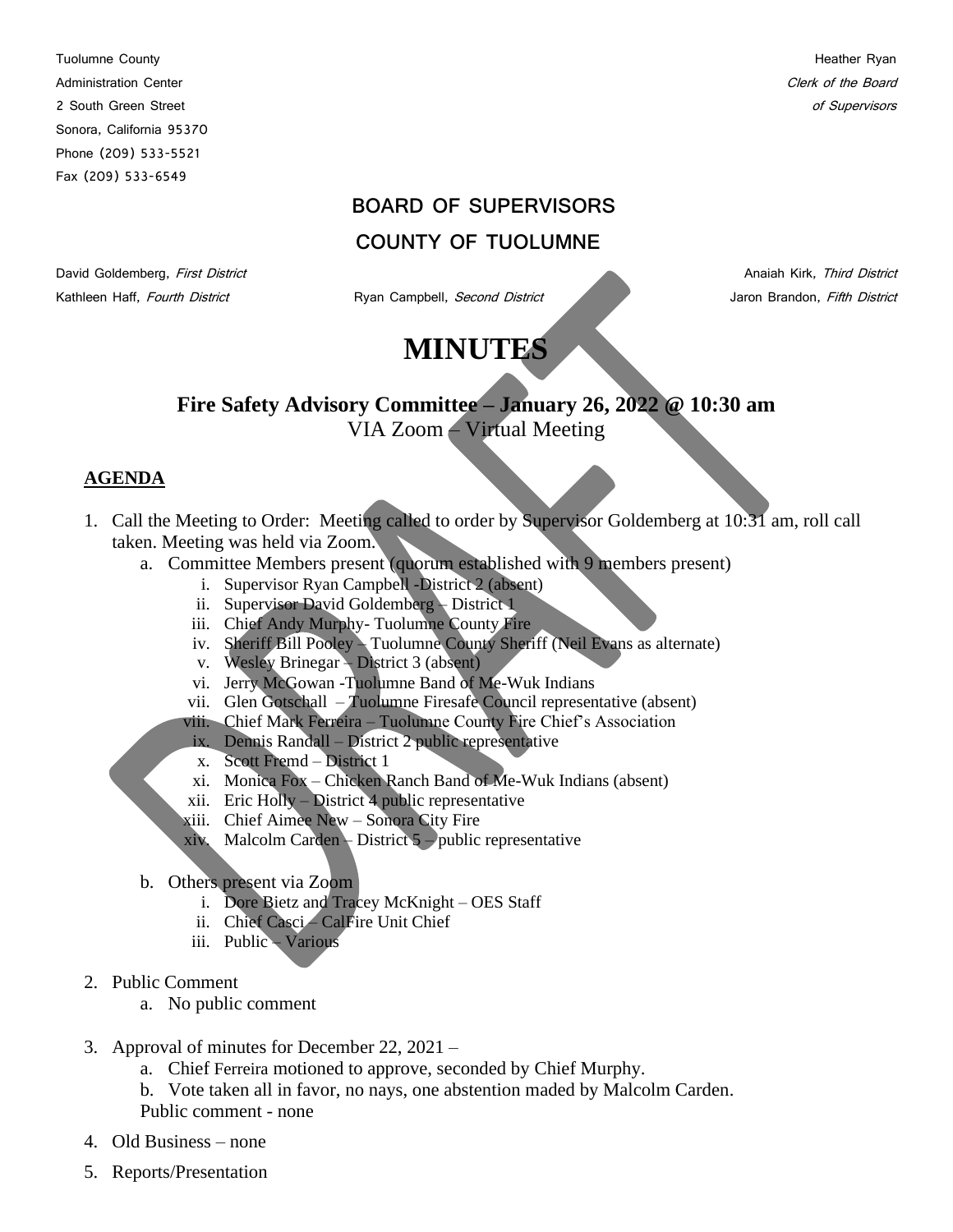Tuolumne County
Administration Center
2 South Green Street
Sonora, California 95370
Phone (209) 533-5521
Fax (209) 533-6549

Heather Ryan
*Clerk of the Board*
*of Supervisors*

## BOARD OF SUPERVISORS
## COUNTY OF TUOLUMNE

David Goldemberg, *First District*
Ryan Campbell, *Second District*
Anaiah Kirk, *Third District*
Kathleen Haff, *Fourth District*
Jaron Brandon, *Fifth District*

# MINUTES

**Fire Safety Advisory Committee – January 26, 2022 @ 10:30 am**
VIA Zoom – Virtual Meeting

**AGENDA**

1. Call the Meeting to Order: Meeting called to order by Supervisor Goldemberg at 10:31 am, roll call taken. Meeting was held via Zoom.
   a. Committee Members present (quorum established with 9 members present)
      i. Supervisor Ryan Campbell -District 2 (absent)
      ii. Supervisor David Goldemberg – District 1
      iii. Chief Andy Murphy- Tuolumne County Fire
      iv. Sheriff Bill Pooley – Tuolumne County Sheriff (Neil Evans as alternate)
      v. Wesley Brinegar – District 3 (absent)
      vi. Jerry McGowan -Tuolumne Band of Me-Wuk Indians
      vii. Glen Gotschall – Tuolumne Firesafe Council representative (absent)
      viii. Chief Mark Ferreira – Tuolumne County Fire Chief's Association
      ix. Dennis Randall – District 2 public representative
      x. Scott Fremd – District 1
      xi. Monica Fox – Chicken Ranch Band of Me-Wuk Indians (absent)
      xii. Eric Holly – District 4 public representative
      xiii. Chief Aimee New – Sonora City Fire
      xiv. Malcolm Carden – District 5 – public representative

   b. Others present via Zoom
      i. Dore Bietz and Tracey McKnight – OES Staff
      ii. Chief Casci – CalFire Unit Chief
      iii. Public – Various

2. Public Comment
   a. No public comment

3. Approval of minutes for December 22, 2021 –
   a. Chief Ferreira motioned to approve, seconded by Chief Murphy.
   b. Vote taken all in favor, no nays, one abstention maded by Malcolm Carden.
   Public comment - none

4. Old Business – none

5. Reports/Presentation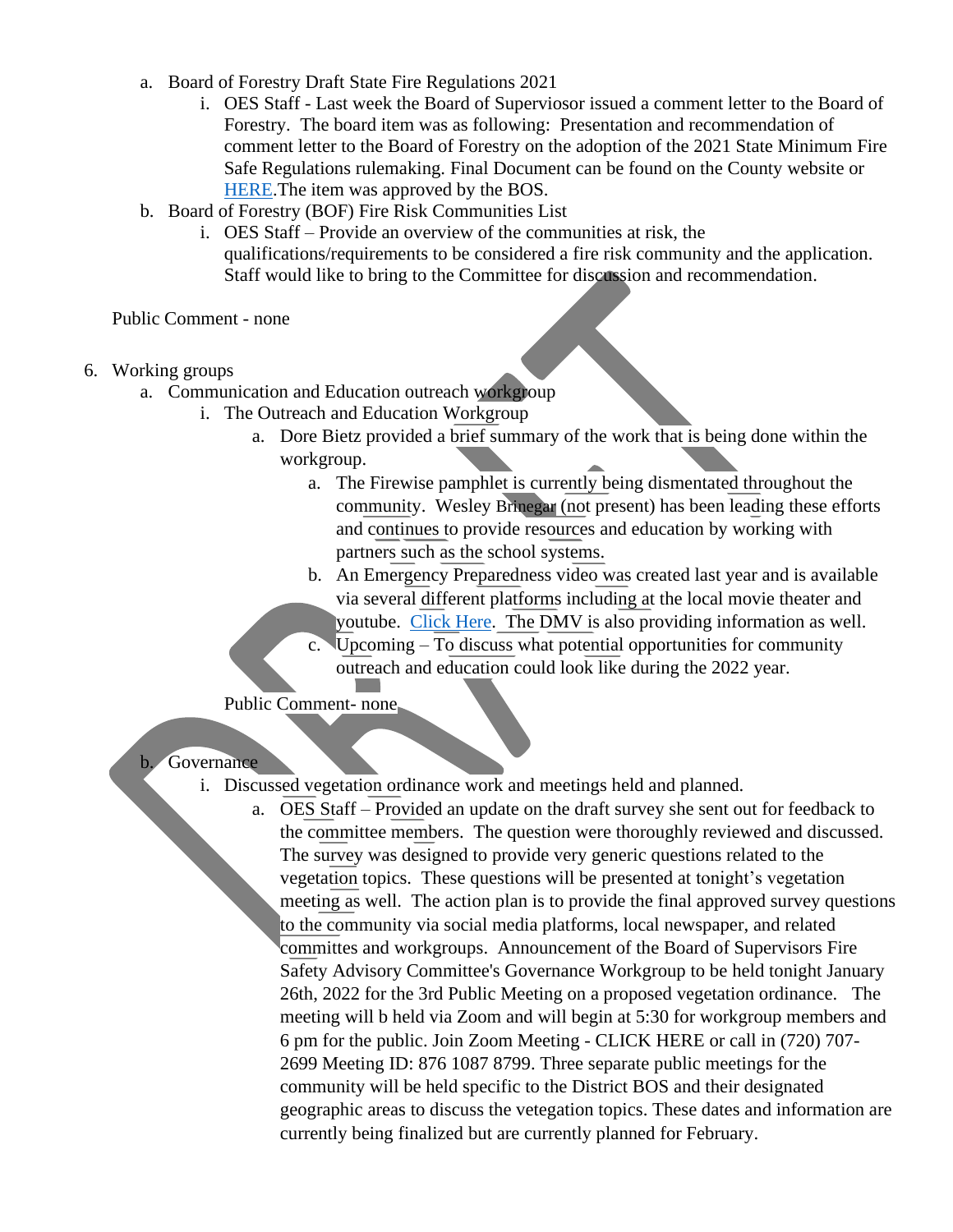a. Board of Forestry Draft State Fire Regulations 2021
   i. OES Staff - Last week the Board of Superviosor issued a comment letter to the Board of Forestry. The board item was as following: Presentation and recommendation of comment letter to the Board of Forestry on the adoption of the 2021 State Minimum Fire Safe Regulations rulemaking. Final Document can be found on the County website or HERE.The item was approved by the BOS.
b. Board of Forestry (BOF) Fire Risk Communities List
   i. OES Staff – Provide an overview of the communities at risk, the qualifications/requirements to be considered a fire risk community and the application. Staff would like to bring to the Committee for discussion and recommendation.

Public Comment - none

6. Working groups
   a. Communication and Education outreach workgroup
      i. The Outreach and Education Workgroup
         a. Dore Bietz provided a brief summary of the work that is being done within the workgroup.
            a. The Firewise pamphlet is currently being dismentated throughout the community. Wesley Brinegar (not present) has been leading these efforts and continues to provide resources and education by working with partners such as the school systems.
            b. An Emergency Preparedness video was created last year and is available via several different platforms including at the local movie theater and youtube. Click Here. The DMV is also providing information as well.
            c. Upcoming – To discuss what potential opportunities for community outreach and education could look like during the 2022 year.

      Public Comment- none

   b. Governance
      i. Discussed vegetation ordinance work and meetings held and planned.
         a. OES Staff – Provided an update on the draft survey she sent out for feedback to the committee members. The question were thoroughly reviewed and discussed. The survey was designed to provide very generic questions related to the vegetation topics. These questions will be presented at tonight's vegetation meeting as well. The action plan is to provide the final approved survey questions to the community via social media platforms, local newspaper, and related committes and workgroups. Announcement of the Board of Supervisors Fire Safety Advisory Committee's Governance Workgroup to be held tonight January 26th, 2022 for the 3rd Public Meeting on a proposed vegetation ordinance. The meeting will b held via Zoom and will begin at 5:30 for workgroup members and 6 pm for the public. Join Zoom Meeting - CLICK HERE or call in (720) 707-2699 Meeting ID: 876 1087 8799. Three separate public meetings for the community will be held specific to the District BOS and their designated geographic areas to discuss the vetegation topics. These dates and information are currently being finalized but are currently planned for February.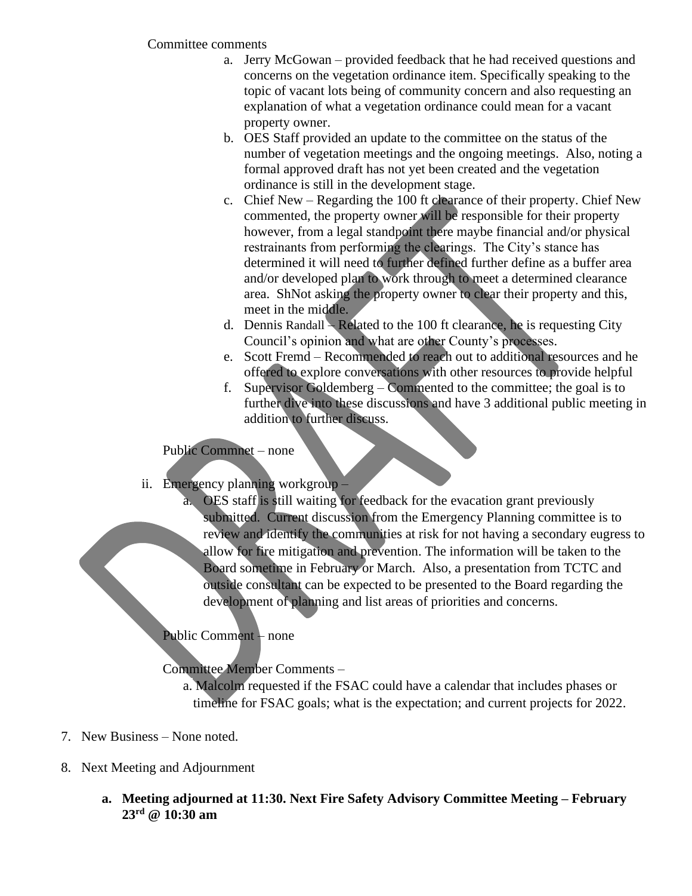Committee comments

a. Jerry McGowan – provided feedback that he had received questions and concerns on the vegetation ordinance item. Specifically speaking to the topic of vacant lots being of community concern and also requesting an explanation of what a vegetation ordinance could mean for a vacant property owner.
b. OES Staff provided an update to the committee on the status of the number of vegetation meetings and the ongoing meetings. Also, noting a formal approved draft has not yet been created and the vegetation ordinance is still in the development stage.
c. Chief New – Regarding the 100 ft clearance of their property. Chief New commented, the property owner will be responsible for their property however, from a legal standpoint there maybe financial and/or physical restrainants from performing the clearings. The City's stance has determined it will need to further defined further define as a buffer area and/or developed plan to work through to meet a determined clearance area. ShNot asking the property owner to clear their property and this, meet in the middle.
d. Dennis Randall – Related to the 100 ft clearance, he is requesting City Council's opinion and what are other County's processes.
e. Scott Fremd – Recommended to reach out to additional resources and he offered to explore conversations with other resources to provide helpful
f. Supervisor Goldemberg – Commented to the committee; the goal is to further dive into these discussions and have 3 additional public meeting in addition to further discuss.

Public Commnet – none

ii. Emergency planning workgroup –

a. OES staff is still waiting for feedback for the evacation grant previously submitted. Current discussion from the Emergency Planning committee is to review and identify the communities at risk for not having a secondary eugress to allow for fire mitigation and prevention. The information will be taken to the Board sometime in February or March. Also, a presentation from TCTC and outside consultant can be expected to be presented to the Board regarding the development of planning and list areas of priorities and concerns.

Public Comment – none

Committee Member Comments –

a. Malcolm requested if the FSAC could have a calendar that includes phases or timeline for FSAC goals; what is the expectation; and current projects for 2022.

7. New Business – None noted.
8. Next Meeting and Adjournment

   a. **Meeting adjourned at 11:30. Next Fire Safety Advisory Committee Meeting – February 23rd @ 10:30 am**